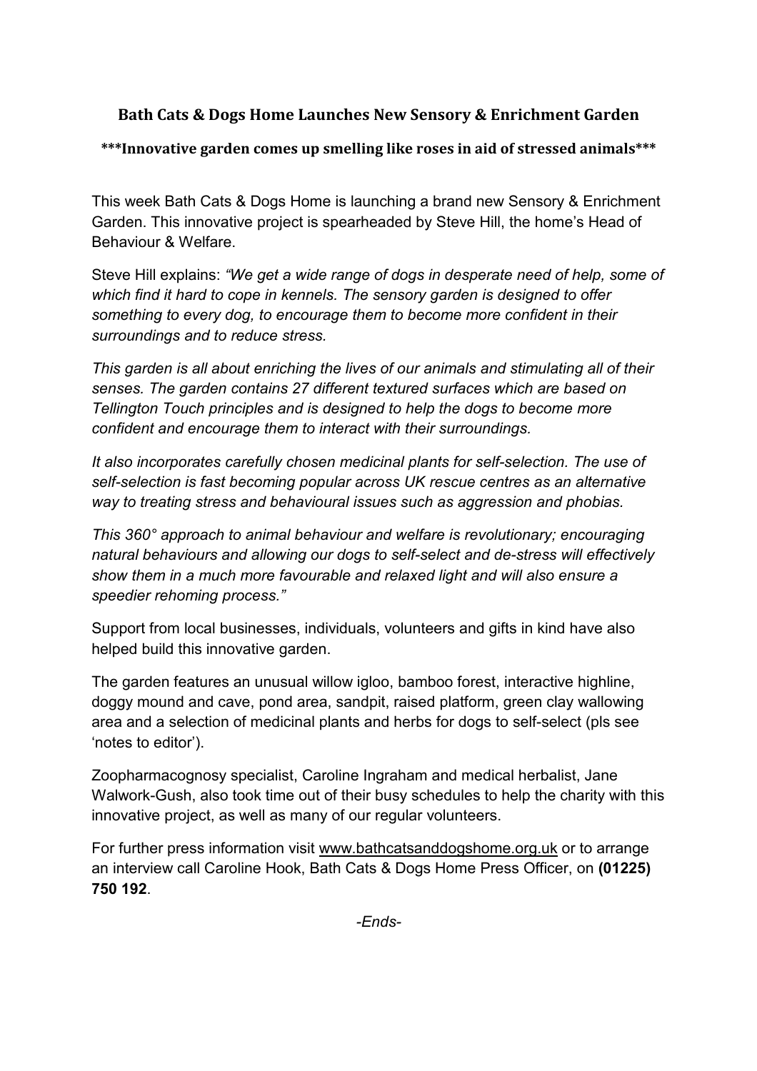## Bath Cats & Dogs Home Launches New Sensory & Enrichment Garden

**\*\*\*Innovative garden comes up smelling like roses in aid of stressed animals\*\*\***

This week Bath Cats & Dogs Home is launching a brand new Sensory & Enrichment Garden. This innovative project is spearheaded by Steve Hill, the home's Head of Behaviour & Welfare.

Steve Hill explains: *"We get a wide range of dogs in desperate need of help, some of which find it hard to cope in kennels. The sensory garden is designed to offer something to every dog, to encourage them to become more confident in their surroundings and to reduce stress.*

*This garden is all about enriching the lives of our animals and stimulating all of their senses. The garden contains 27 different textured surfaces which are based on Tellington Touch principles and is designed to help the dogs to become more confident and encourage them to interact with their surroundings.*

*It also incorporates carefully chosen medicinal plants for self-selection. The use of self-selection is fast becoming popular across UK rescue centres as an alternative way to treating stress and behavioural issues such as aggression and phobias.*

*This 360° approach to animal behaviour and welfare is revolutionary; encouraging natural behaviours and allowing our dogs to self-select and de-stress will effectively show them in a much more favourable and relaxed light and will also ensure a speedier rehoming process."*

Support from local businesses, individuals, volunteers and gifts in kind have also helped build this innovative garden.

The garden features an unusual willow igloo, bamboo forest, interactive highline, doggy mound and cave, pond area, sandpit, raised platform, green clay wallowing area and a selection of medicinal plants and herbs for dogs to self-select (pls see 'notes to editor').

Zoopharmacognosy specialist, Caroline Ingraham and medical herbalist, Jane Walwork-Gush, also took time out of their busy schedules to help the charity with this innovative project, as well as many of our regular volunteers.

For further press information visit www.bathcatsanddogshome.org.uk or to arrange an interview call Caroline Hook, Bath Cats & Dogs Home Press Officer, on **(01225) 750 192**.

*-Ends-*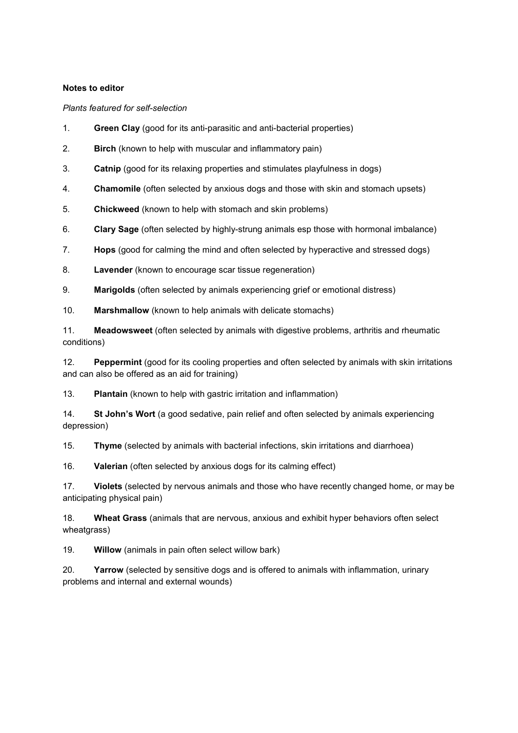**Notes to editor**

*Plants featured for self-selection*

1. **Green Clay** (good for its anti-parasitic and anti-bacterial properties)
2. **Birch** (known to help with muscular and inflammatory pain)
3. **Catnip** (good for its relaxing properties and stimulates playfulness in dogs)
4. **Chamomile** (often selected by anxious dogs and those with skin and stomach upsets)
5. **Chickweed** (known to help with stomach and skin problems)
6. **Clary Sage** (often selected by highly-strung animals esp those with hormonal imbalance)
7. **Hops** (good for calming the mind and often selected by hyperactive and stressed dogs)
8. **Lavender** (known to encourage scar tissue regeneration)
9. **Marigolds** (often selected by animals experiencing grief or emotional distress)
10. **Marshmallow** (known to help animals with delicate stomachs)
11. **Meadowsweet** (often selected by animals with digestive problems, arthritis and rheumatic conditions)
12. **Peppermint** (good for its cooling properties and often selected by animals with skin irritations and can also be offered as an aid for training)
13. **Plantain** (known to help with gastric irritation and inflammation)
14. **St John's Wort** (a good sedative, pain relief and often selected by animals experiencing depression)
15. **Thyme** (selected by animals with bacterial infections, skin irritations and diarrhoea)
16. **Valerian** (often selected by anxious dogs for its calming effect)
17. **Violets** (selected by nervous animals and those who have recently changed home, or may be anticipating physical pain)
18. **Wheat Grass** (animals that are nervous, anxious and exhibit hyper behaviors often select wheatgrass)
19. **Willow** (animals in pain often select willow bark)
20. **Yarrow** (selected by sensitive dogs and is offered to animals with inflammation, urinary problems and internal and external wounds)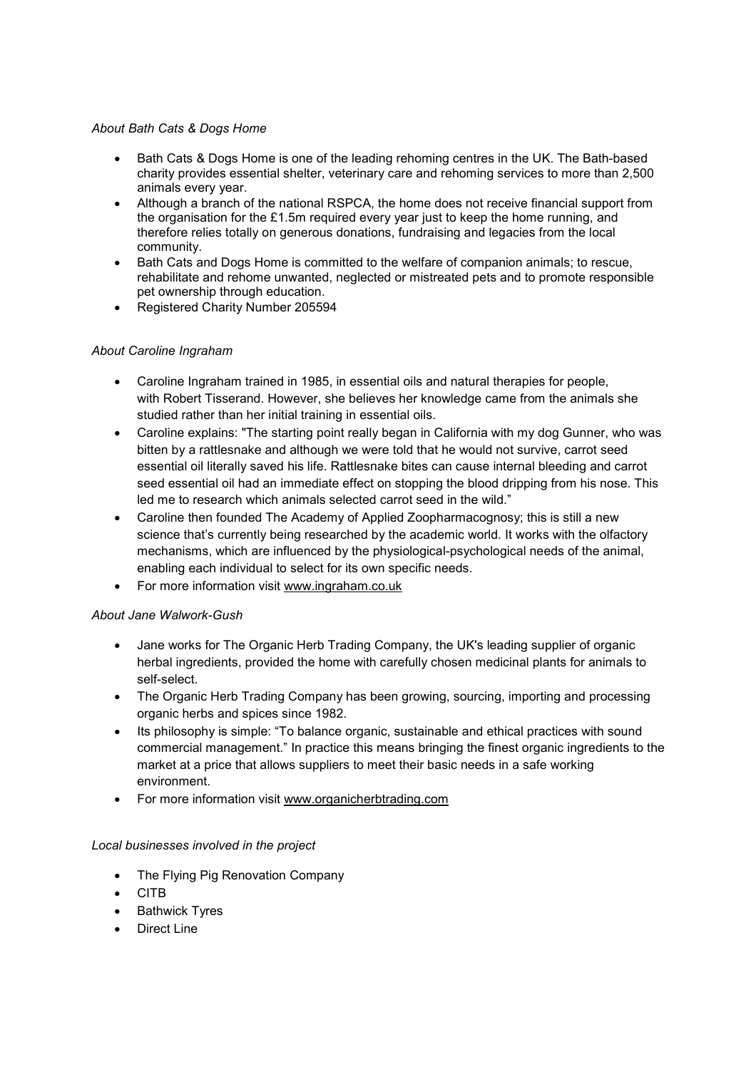*About Bath Cats & Dogs Home*

- Bath Cats & Dogs Home is one of the leading rehoming centres in the UK. The Bath-based charity provides essential shelter, veterinary care and rehoming services to more than 2,500 animals every year.
- Although a branch of the national RSPCA, the home does not receive financial support from the organisation for the £1.5m required every year just to keep the home running, and therefore relies totally on generous donations, fundraising and legacies from the local community.
- Bath Cats and Dogs Home is committed to the welfare of companion animals; to rescue, rehabilitate and rehome unwanted, neglected or mistreated pets and to promote responsible pet ownership through education.
- Registered Charity Number 205594

*About Caroline Ingraham*

- Caroline Ingraham trained in 1985, in essential oils and natural therapies for people, with Robert Tisserand. However, she believes her knowledge came from the animals she studied rather than her initial training in essential oils.
- Caroline explains: "The starting point really began in California with my dog Gunner, who was bitten by a rattlesnake and although we were told that he would not survive, carrot seed essential oil literally saved his life. Rattlesnake bites can cause internal bleeding and carrot seed essential oil had an immediate effect on stopping the blood dripping from his nose. This led me to research which animals selected carrot seed in the wild."
- Caroline then founded The Academy of Applied Zoopharmacognosy; this is still a new science that's currently being researched by the academic world. It works with the olfactory mechanisms, which are influenced by the physiological-psychological needs of the animal, enabling each individual to select for its own specific needs.
- For more information visit www.ingraham.co.uk

*About Jane Walwork-Gush*

- Jane works for The Organic Herb Trading Company, the UK's leading supplier of organic herbal ingredients, provided the home with carefully chosen medicinal plants for animals to self-select.
- The Organic Herb Trading Company has been growing, sourcing, importing and processing organic herbs and spices since 1982.
- Its philosophy is simple: "To balance organic, sustainable and ethical practices with sound commercial management." In practice this means bringing the finest organic ingredients to the market at a price that allows suppliers to meet their basic needs in a safe working environment.
- For more information visit www.organicherbtrading.com

*Local businesses involved in the project*

- The Flying Pig Renovation Company
- CITB
- Bathwick Tyres
- Direct Line